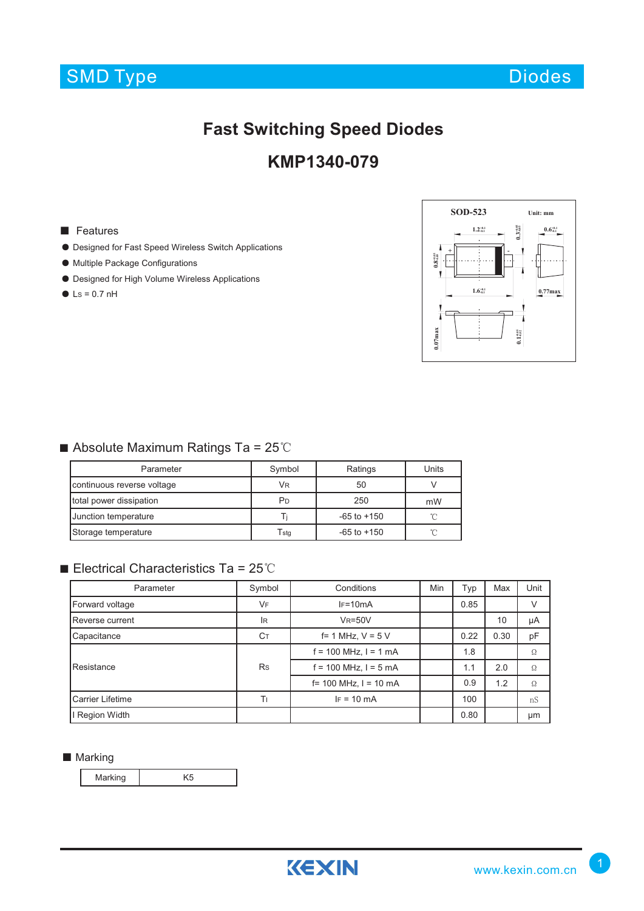SMD Type

Diodes

# Fast Switching Speed Diodes

# KMP1340-079

## Features

- Designed for Fast Speed Wireless Switch Applications
- Multiple Package Configurations
- Designed for High Volume Wireless Applications
- $L_S$ = 0.7 nH

SOD-523 Unit: mm

## Absolute Maximum Ratings Ta = 25℃

| Parameter | Symbol | Ratings | Units |
|---|---|---|---|
| continuous reverse voltage | $V_R$ | 50 | V |
| total power dissipation | $P_D$ | 250 | mW |
| Junction temperature | $T_j$ | -65 to +150 | ℃ |
| Storage temperature | $T_{stg}$ | -65 to +150 | ℃ |

## Electrical Characteristics Ta = 25℃

| Parameter | Symbol | Conditions | Min | Typ | Max | Unit |
|---|---|---|---|---|---|---|
| Forward voltage | $V_F$ | $I_F$=10mA | | 0.85 | | V |
| Reverse current | $I_R$ | $V_R$=50V | | | 10 | μA |
| Capacitance | $C_T$ | f= 1 MHz, V = 5 V | | 0.22 | 0.30 | pF |
| Resistance | $R_S$ | f = 100 MHz, I = 1 mA | | 1.8 | | Ω |
| | | f = 100 MHz, I = 5 mA | | 1.1 | 2.0 | Ω |
| | | f= 100 MHz, I = 10 mA | | 0.9 | 1.2 | Ω |
| Carrier Lifetime | $T_l$ | $I_F$ = 10 mA | | 100 | | nS |
| I Region Width | | | | 0.80 | | μm |

## Marking

| Marking | K5 |
|---|---|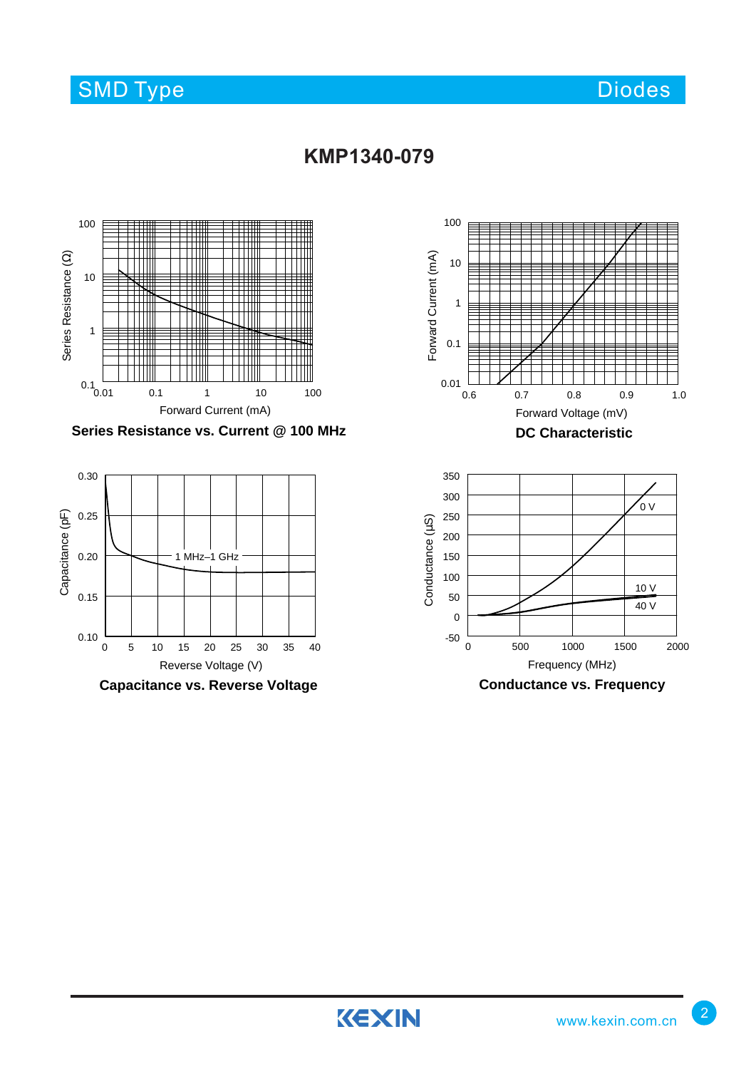# KMP1340-079

Series Resistance (Ω)

100

10

1

0.1

0.01 0.1 1 10 100

Forward Current (mA)

**Series Resistance vs. Current @ 100 MHz**

Forward Current (mA)

100

10

1

0.1

0.01

0.6 0.7 0.8 0.9 1.0

Forward Voltage (mV)

**DC Characteristic**

Capacitance (pF)

0.30

0.25

0.20

0.15

0.10

1 MHz–1 GHz

0 5 10 15 20 25 30 35 40

Reverse Voltage (V)

**Capacitance vs. Reverse Voltage**

Conductance (μS)

350

300

250

200

150

100

50

0

-50

0 V

10 V

40 V

0 500 1000 1500 2000

Frequency (MHz)

**Conductance vs. Frequency**